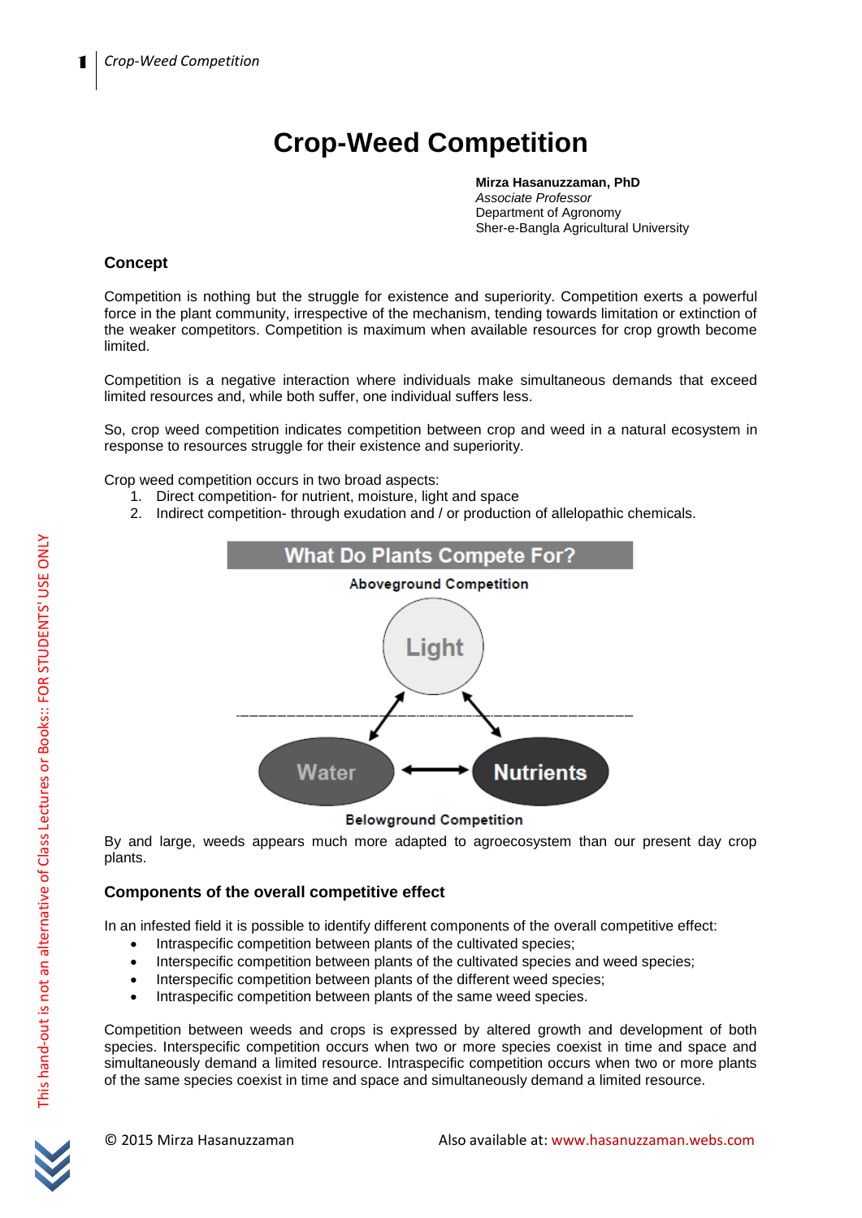# Crop-Weed Competition

**Mirza Hasanuzzaman, PhD**
*Associate Professor*
Department of Agronomy
Sher-e-Bangla Agricultural University

## Concept

Competition is nothing but the struggle for existence and superiority. Competition exerts a powerful force in the plant community, irrespective of the mechanism, tending towards limitation or extinction of the weaker competitors. Competition is maximum when available resources for crop growth become limited.

Competition is a negative interaction where individuals make simultaneous demands that exceed limited resources and, while both suffer, one individual suffers less.

So, crop weed competition indicates competition between crop and weed in a natural ecosystem in response to resources struggle for their existence and superiority.

Crop weed competition occurs in two broad aspects:

1. Direct competition- for nutrient, moisture, light and space
2. Indirect competition- through exudation and / or production of allelopathic chemicals.

**What Do Plants Compete For?**

Aboveground Competition

Light

Water ⟷ Nutrients

Belowground Competition

By and large, weeds appears much more adapted to agroecosystem than our present day crop plants.

## Components of the overall competitive effect

In an infested field it is possible to identify different components of the overall competitive effect:

- Intraspecific competition between plants of the cultivated species;
- Interspecific competition between plants of the cultivated species and weed species;
- Interspecific competition between plants of the different weed species;
- Intraspecific competition between plants of the same weed species.

Competition between weeds and crops is expressed by altered growth and development of both species. Interspecific competition occurs when two or more species coexist in time and space and simultaneously demand a limited resource. Intraspecific competition occurs when two or more plants of the same species coexist in time and space and simultaneously demand a limited resource.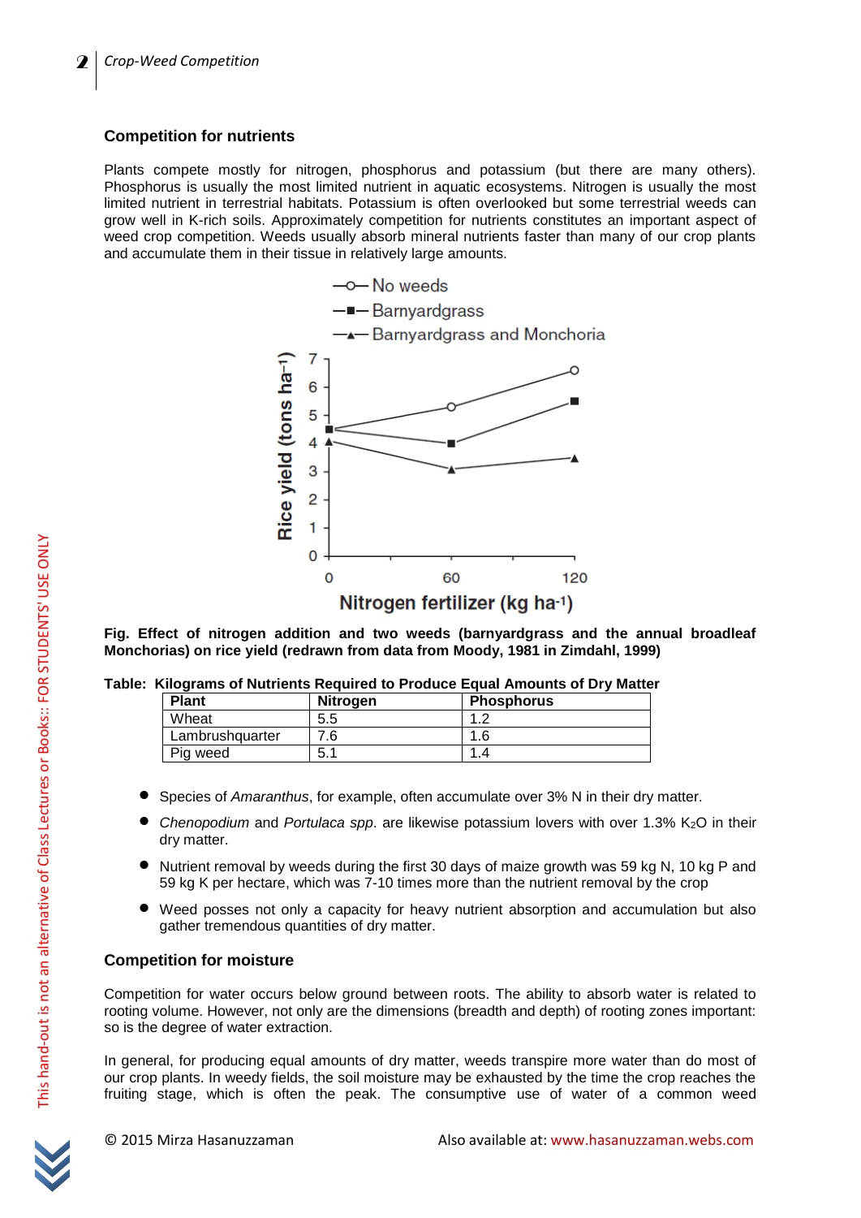### Competition for nutrients

Plants compete mostly for nitrogen, phosphorus and potassium (but there are many others). Phosphorus is usually the most limited nutrient in aquatic ecosystems. Nitrogen is usually the most limited nutrient in terrestrial habitats. Potassium is often overlooked but some terrestrial weeds can grow well in K-rich soils. Approximately competition for nutrients constitutes an important aspect of weed crop competition. Weeds usually absorb mineral nutrients faster than many of our crop plants and accumulate them in their tissue in relatively large amounts.

**Fig. Effect of nitrogen addition and two weeds (barnyardgrass and the annual broadleaf Monchorias) on rice yield (redrawn from data from Moody, 1981 in Zimdahl, 1999)**

**Table: Kilograms of Nutrients Required to Produce Equal Amounts of Dry Matter**

| Plant | Nitrogen | Phosphorus |
|---|---|---|
| Wheat | 5.5 | 1.2 |
| Lambrushquarter | 7.6 | 1.6 |
| Pig weed | 5.1 | 1.4 |

- Species of *Amaranthus*, for example, often accumulate over 3% N in their dry matter.
- *Chenopodium* and *Portulaca spp.* are likewise potassium lovers with over 1.3% $K_2O$ in their dry matter.
- Nutrient removal by weeds during the first 30 days of maize growth was 59 kg N, 10 kg P and 59 kg K per hectare, which was 7-10 times more than the nutrient removal by the crop
- Weed posses not only a capacity for heavy nutrient absorption and accumulation but also gather tremendous quantities of dry matter.

### Competition for moisture

Competition for water occurs below ground between roots. The ability to absorb water is related to rooting volume. However, not only are the dimensions (breadth and depth) of rooting zones important: so is the degree of water extraction.

In general, for producing equal amounts of dry matter, weeds transpire more water than do most of our crop plants. In weedy fields, the soil moisture may be exhausted by the time the crop reaches the fruiting stage, which is often the peak. The consumptive use of water of a common weed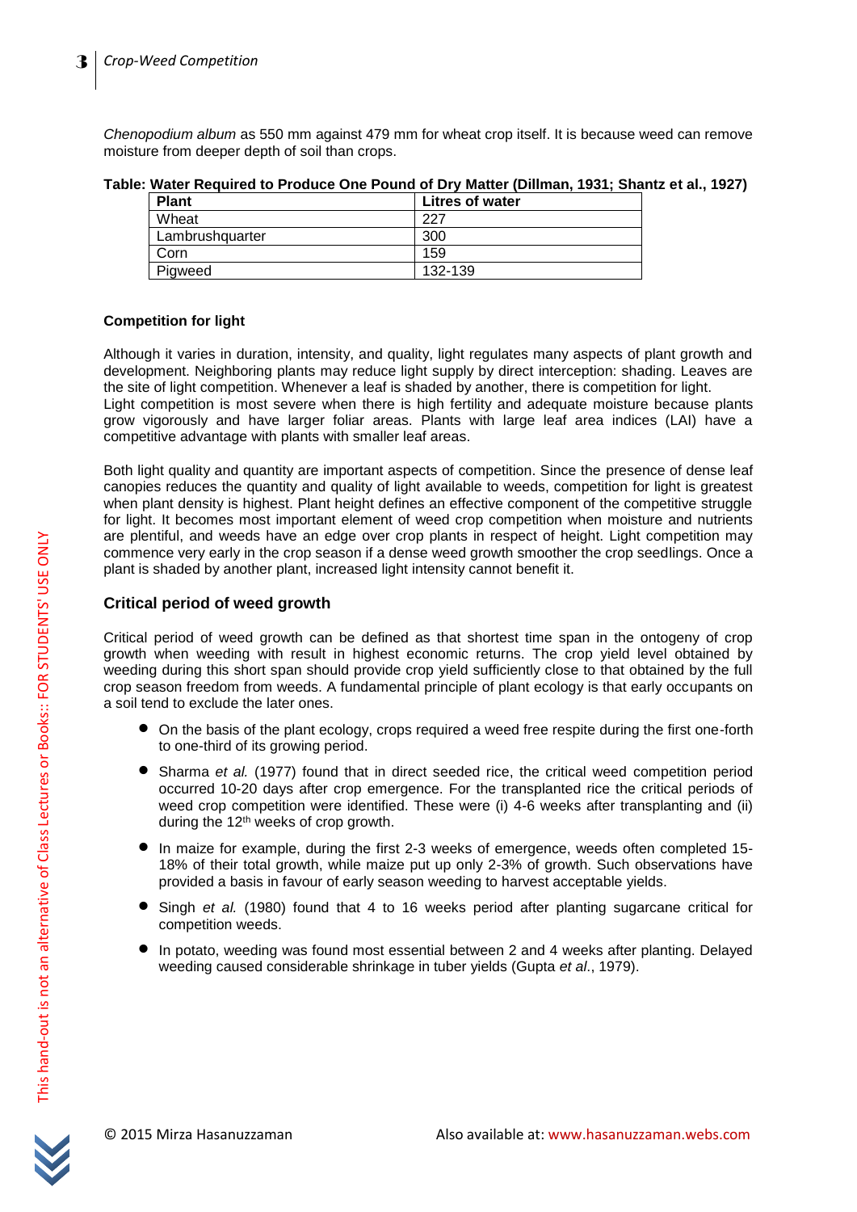*Chenopodium album* as 550 mm against 479 mm for wheat crop itself. It is because weed can remove moisture from deeper depth of soil than crops.

**Table: Water Required to Produce One Pound of Dry Matter (Dillman, 1931; Shantz et al., 1927)**

| Plant | Litres of water |
| --- | --- |
| Wheat | 227 |
| Lambrushquarter | 300 |
| Corn | 159 |
| Pigweed | 132-139 |

**Competition for light**

Although it varies in duration, intensity, and quality, light regulates many aspects of plant growth and development. Neighboring plants may reduce light supply by direct interception: shading. Leaves are the site of light competition. Whenever a leaf is shaded by another, there is competition for light.
Light competition is most severe when there is high fertility and adequate moisture because plants grow vigorously and have larger foliar areas. Plants with large leaf area indices (LAI) have a competitive advantage with plants with smaller leaf areas.

Both light quality and quantity are important aspects of competition. Since the presence of dense leaf canopies reduces the quantity and quality of light available to weeds, competition for light is greatest when plant density is highest. Plant height defines an effective component of the competitive struggle for light. It becomes most important element of weed crop competition when moisture and nutrients are plentiful, and weeds have an edge over crop plants in respect of height. Light competition may commence very early in the crop season if a dense weed growth smoother the crop seedlings. Once a plant is shaded by another plant, increased light intensity cannot benefit it.

## Critical period of weed growth

Critical period of weed growth can be defined as that shortest time span in the ontogeny of crop growth when weeding with result in highest economic returns. The crop yield level obtained by weeding during this short span should provide crop yield sufficiently close to that obtained by the full crop season freedom from weeds. A fundamental principle of plant ecology is that early occupants on a soil tend to exclude the later ones.

- On the basis of the plant ecology, crops required a weed free respite during the first one-forth to one-third of its growing period.
- Sharma *et al.* (1977) found that in direct seeded rice, the critical weed competition period occurred 10-20 days after crop emergence. For the transplanted rice the critical periods of weed crop competition were identified. These were (i) 4-6 weeks after transplanting and (ii) during the 12th weeks of crop growth.
- In maize for example, during the first 2-3 weeks of emergence, weeds often completed 15-18% of their total growth, while maize put up only 2-3% of growth. Such observations have provided a basis in favour of early season weeding to harvest acceptable yields.
- Singh *et al.* (1980) found that 4 to 16 weeks period after planting sugarcane critical for competition weeds.
- In potato, weeding was found most essential between 2 and 4 weeks after planting. Delayed weeding caused considerable shrinkage in tuber yields (Gupta *et al*., 1979).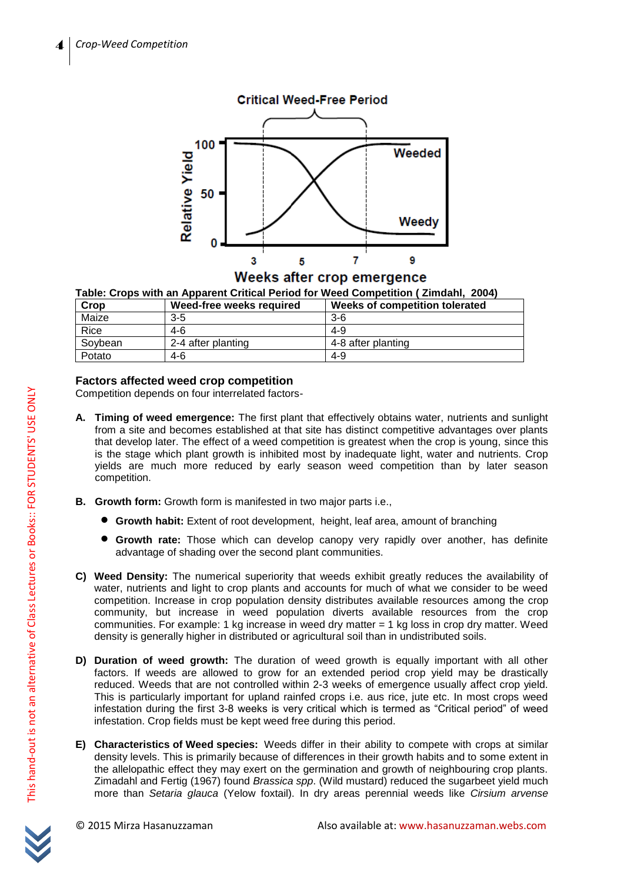Critical Weed-Free Period

Relative Yield: 100, 50, 0

Weeded

Weedy

3 5 7 9

Weeks after crop emergence

**Table: Crops with an Apparent Critical Period for Weed Competition ( Zimdahl, 2004)**

| Crop | Weed-free weeks required | Weeks of competition tolerated |
|---|---|---|
| Maize | 3-5 | 3-6 |
| Rice | 4-6 | 4-9 |
| Soybean | 2-4 after planting | 4-8 after planting |
| Potato | 4-6 | 4-9 |

### Factors affected weed crop competition

Competition depends on four interrelated factors-

**A. Timing of weed emergence:** The first plant that effectively obtains water, nutrients and sunlight from a site and becomes established at that site has distinct competitive advantages over plants that develop later. The effect of a weed competition is greatest when the crop is young, since this is the stage which plant growth is inhibited most by inadequate light, water and nutrients. Crop yields are much more reduced by early season weed competition than by later season competition.

**B. Growth form:** Growth form is manifested in two major parts i.e.,

- **Growth habit:** Extent of root development, height, leaf area, amount of branching
- **Growth rate:** Those which can develop canopy very rapidly over another, has definite advantage of shading over the second plant communities.

**C) Weed Density:** The numerical superiority that weeds exhibit greatly reduces the availability of water, nutrients and light to crop plants and accounts for much of what we consider to be weed competition. Increase in crop population density distributes available resources among the crop community, but increase in weed population diverts available resources from the crop communities. For example: 1 kg increase in weed dry matter = 1 kg loss in crop dry matter. Weed density is generally higher in distributed or agricultural soil than in undistributed soils.

**D) Duration of weed growth:** The duration of weed growth is equally important with all other factors. If weeds are allowed to grow for an extended period crop yield may be drastically reduced. Weeds that are not controlled within 2-3 weeks of emergence usually affect crop yield. This is particularly important for upland rainfed crops i.e. aus rice, jute etc. In most crops weed infestation during the first 3-8 weeks is very critical which is termed as "Critical period" of weed infestation. Crop fields must be kept weed free during this period.

**E) Characteristics of Weed species:** Weeds differ in their ability to compete with crops at similar density levels. This is primarily because of differences in their growth habits and to some extent in the allelopathic effect they may exert on the germination and growth of neighbouring crop plants. Zimadahl and Fertig (1967) found *Brassica spp*. (Wild mustard) reduced the sugarbeet yield much more than *Setaria glauca* (Yelow foxtail). In dry areas perennial weeds like *Cirsium arvense*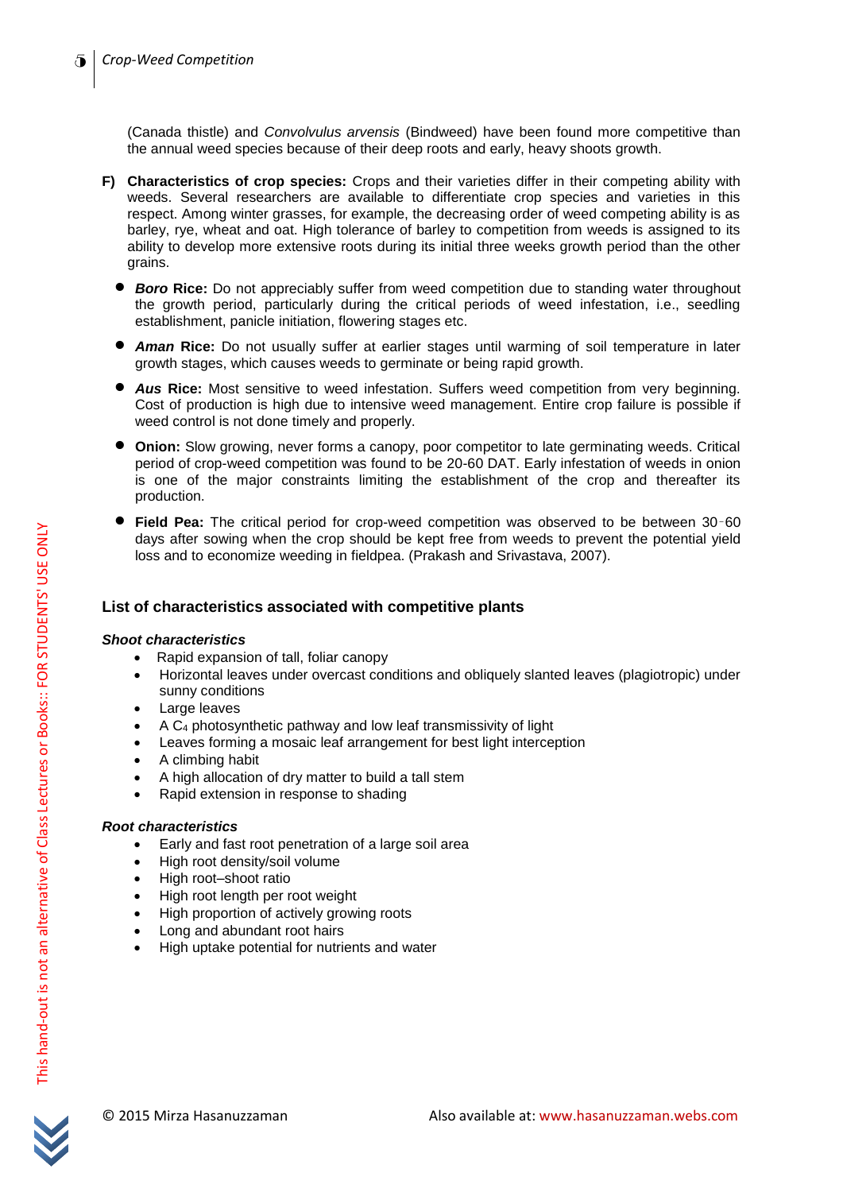(Canada thistle) and *Convolvulus arvensis* (Bindweed) have been found more competitive than the annual weed species because of their deep roots and early, heavy shoots growth.

**F) Characteristics of crop species:** Crops and their varieties differ in their competing ability with weeds. Several researchers are available to differentiate crop species and varieties in this respect. Among winter grasses, for example, the decreasing order of weed competing ability is as barley, rye, wheat and oat. High tolerance of barley to competition from weeds is assigned to its ability to develop more extensive roots during its initial three weeks growth period than the other grains.

- ***Boro* Rice:** Do not appreciably suffer from weed competition due to standing water throughout the growth period, particularly during the critical periods of weed infestation, i.e., seedling establishment, panicle initiation, flowering stages etc.
- ***Aman* Rice:** Do not usually suffer at earlier stages until warming of soil temperature in later growth stages, which causes weeds to germinate or being rapid growth.
- ***Aus* Rice:** Most sensitive to weed infestation. Suffers weed competition from very beginning. Cost of production is high due to intensive weed management. Entire crop failure is possible if weed control is not done timely and properly.
- **Onion:** Slow growing, never forms a canopy, poor competitor to late germinating weeds. Critical period of crop-weed competition was found to be 20-60 DAT. Early infestation of weeds in onion is one of the major constraints limiting the establishment of the crop and thereafter its production.
- **Field Pea:** The critical period for crop-weed competition was observed to be between 30‑60 days after sowing when the crop should be kept free from weeds to prevent the potential yield loss and to economize weeding in fieldpea. (Prakash and Srivastava, 2007).

### List of characteristics associated with competitive plants

***Shoot characteristics***

- Rapid expansion of tall, foliar canopy
- Horizontal leaves under overcast conditions and obliquely slanted leaves (plagiotropic) under sunny conditions
- Large leaves
- A $C_4$ photosynthetic pathway and low leaf transmissivity of light
- Leaves forming a mosaic leaf arrangement for best light interception
- A climbing habit
- A high allocation of dry matter to build a tall stem
- Rapid extension in response to shading

***Root characteristics***

- Early and fast root penetration of a large soil area
- High root density/soil volume
- High root–shoot ratio
- High root length per root weight
- High proportion of actively growing roots
- Long and abundant root hairs
- High uptake potential for nutrients and water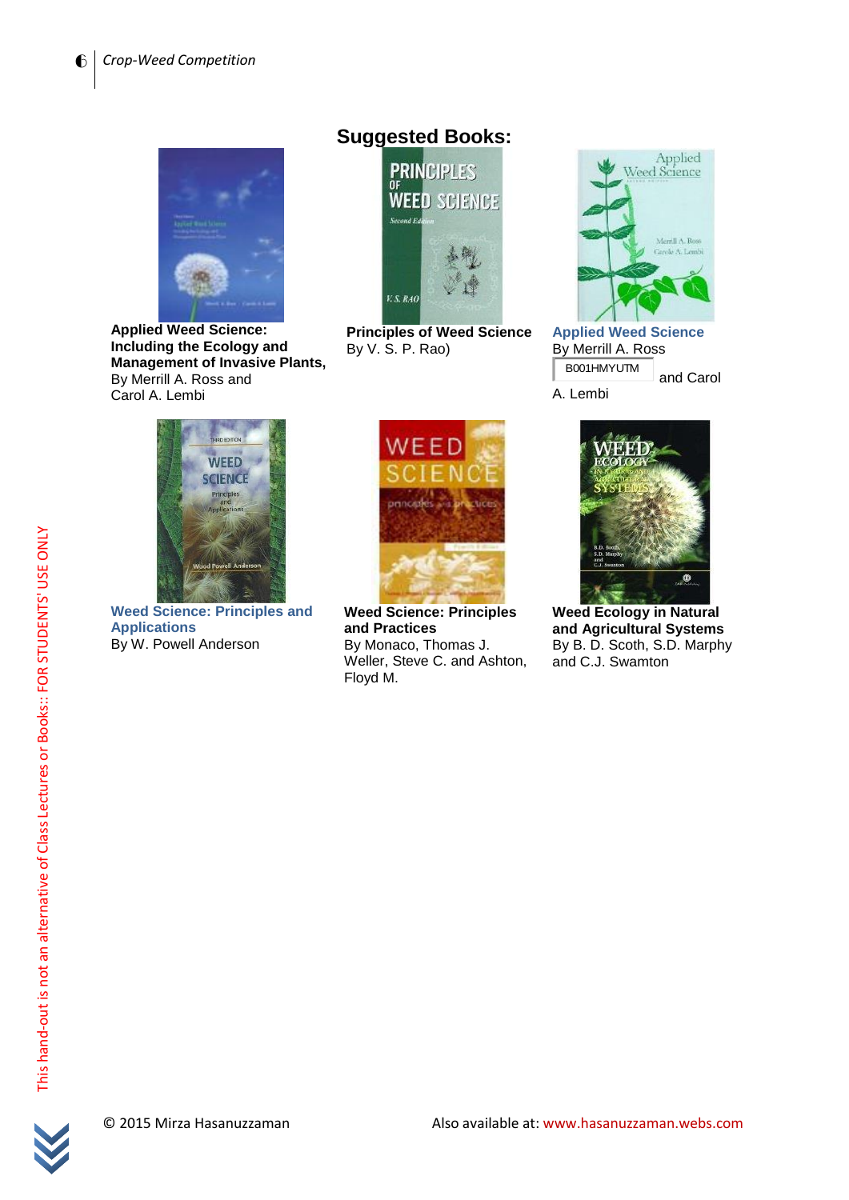## Suggested Books:

**Applied Weed Science: Including the Ecology and Management of Invasive Plants,**
By Merrill A. Ross and Carol A. Lembi

**Principles of Weed Science**
By V. S. P. Rao)

**Applied Weed Science**
By Merrill A. Ross B001HMYUTM and Carol A. Lembi

**Weed Science: Principles and Applications**
By W. Powell Anderson

**Weed Science: Principles and Practices**
By Monaco, Thomas J. Weller, Steve C. and Ashton, Floyd M.

**Weed Ecology in Natural and Agricultural Systems**
By B. D. Scoth, S.D. Marphy and C.J. Swamton

This hand-out is not an alternative of Class Lectures or Books:: FOR STUDENTS' USE ONLY

© 2015 Mirza Hasanuzzaman

Also available at: www.hasanuzzaman.webs.com